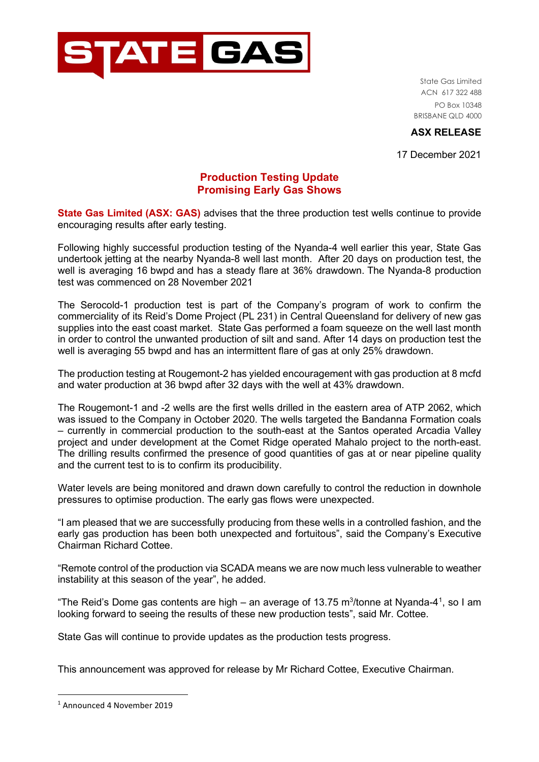STATE GAS

State Gas Limited
ACN 617 322 488
PO Box 10348
BRISBANE QLD 4000

**ASX RELEASE**

17 December 2021

## Production Testing Update
## Promising Early Gas Shows

**State Gas Limited (ASX: GAS)** advises that the three production test wells continue to provide encouraging results after early testing.

Following highly successful production testing of the Nyanda-4 well earlier this year, State Gas undertook jetting at the nearby Nyanda-8 well last month. After 20 days on production test, the well is averaging 16 bwpd and has a steady flare at 36% drawdown. The Nyanda-8 production test was commenced on 28 November 2021

The Serocold-1 production test is part of the Company's program of work to confirm the commerciality of its Reid's Dome Project (PL 231) in Central Queensland for delivery of new gas supplies into the east coast market. State Gas performed a foam squeeze on the well last month in order to control the unwanted production of silt and sand. After 14 days on production test the well is averaging 55 bwpd and has an intermittent flare of gas at only 25% drawdown.

The production testing at Rougemont-2 has yielded encouragement with gas production at 8 mcfd and water production at 36 bwpd after 32 days with the well at 43% drawdown.

The Rougemont-1 and -2 wells are the first wells drilled in the eastern area of ATP 2062, which was issued to the Company in October 2020. The wells targeted the Bandanna Formation coals – currently in commercial production to the south-east at the Santos operated Arcadia Valley project and under development at the Comet Ridge operated Mahalo project to the north-east. The drilling results confirmed the presence of good quantities of gas at or near pipeline quality and the current test to is to confirm its producibility.

Water levels are being monitored and drawn down carefully to control the reduction in downhole pressures to optimise production. The early gas flows were unexpected.

"I am pleased that we are successfully producing from these wells in a controlled fashion, and the early gas production has been both unexpected and fortuitous", said the Company's Executive Chairman Richard Cottee.

"Remote control of the production via SCADA means we are now much less vulnerable to weather instability at this season of the year", he added.

"The Reid's Dome gas contents are high – an average of 13.75 $m^3$/tonne at Nyanda-4[1], so I am looking forward to seeing the results of these new production tests", said Mr. Cottee.

State Gas will continue to provide updates as the production tests progress.

This announcement was approved for release by Mr Richard Cottee, Executive Chairman.

---

[1] Announced 4 November 2019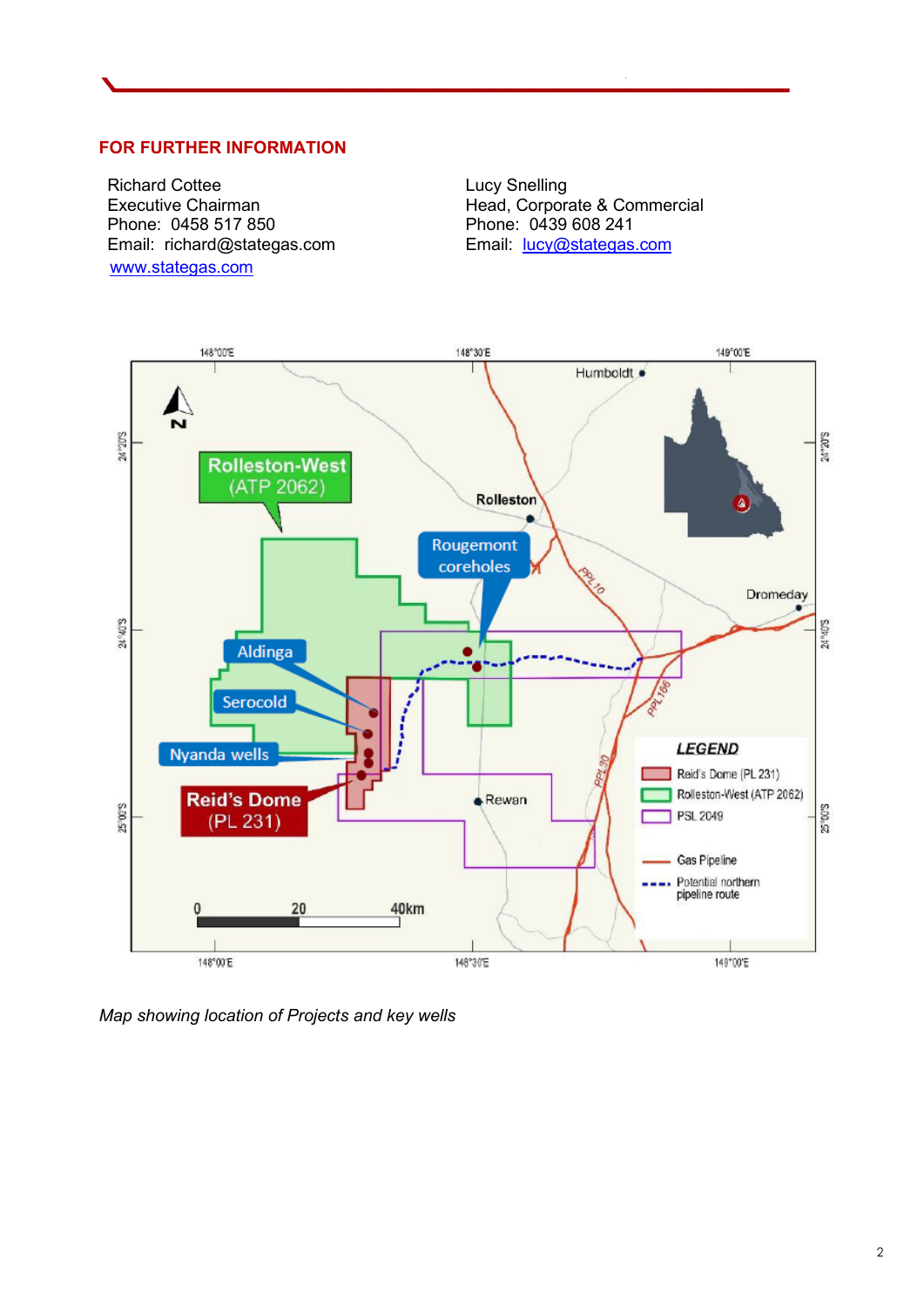## FOR FURTHER INFORMATION

Richard Cottee
Executive Chairman
Phone: 0458 517 850
Email: richard@stategas.com
www.stategas.com

Lucy Snelling
Head, Corporate & Commercial
Phone: 0439 608 241
Email: lucy@stategas.com

*Map showing location of Projects and key wells*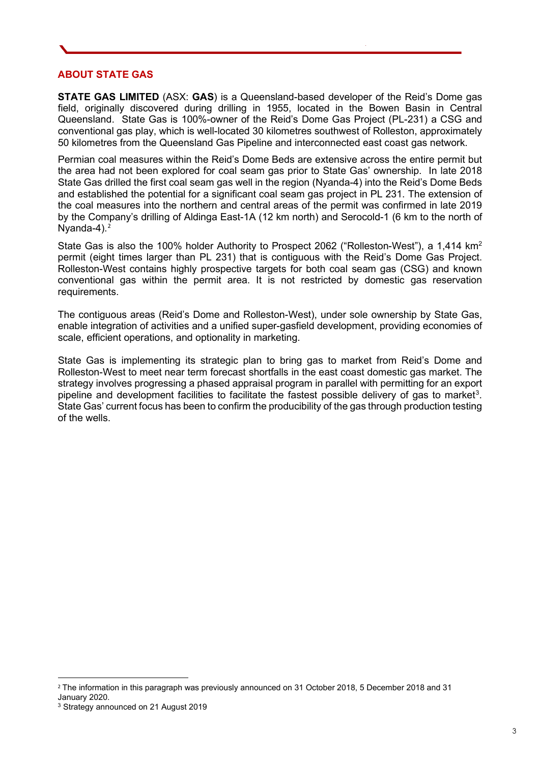## ABOUT STATE GAS

**STATE GAS LIMITED** (ASX: **GAS**) is a Queensland-based developer of the Reid's Dome gas field, originally discovered during drilling in 1955, located in the Bowen Basin in Central Queensland. State Gas is 100%-owner of the Reid's Dome Gas Project (PL-231) a CSG and conventional gas play, which is well-located 30 kilometres southwest of Rolleston, approximately 50 kilometres from the Queensland Gas Pipeline and interconnected east coast gas network.

Permian coal measures within the Reid's Dome Beds are extensive across the entire permit but the area had not been explored for coal seam gas prior to State Gas' ownership. In late 2018 State Gas drilled the first coal seam gas well in the region (Nyanda-4) into the Reid's Dome Beds and established the potential for a significant coal seam gas project in PL 231. The extension of the coal measures into the northern and central areas of the permit was confirmed in late 2019 by the Company's drilling of Aldinga East-1A (12 km north) and Serocold-1 (6 km to the north of Nyanda-4).[2]

State Gas is also the 100% holder Authority to Prospect 2062 ("Rolleston-West"), a 1,414 km$^2$ permit (eight times larger than PL 231) that is contiguous with the Reid's Dome Gas Project. Rolleston-West contains highly prospective targets for both coal seam gas (CSG) and known conventional gas within the permit area. It is not restricted by domestic gas reservation requirements.

The contiguous areas (Reid's Dome and Rolleston-West), under sole ownership by State Gas, enable integration of activities and a unified super-gasfield development, providing economies of scale, efficient operations, and optionality in marketing.

State Gas is implementing its strategic plan to bring gas to market from Reid's Dome and Rolleston-West to meet near term forecast shortfalls in the east coast domestic gas market. The strategy involves progressing a phased appraisal program in parallel with permitting for an export pipeline and development facilities to facilitate the fastest possible delivery of gas to market[3]. State Gas' current focus has been to confirm the producibility of the gas through production testing of the wells.

---

[2] The information in this paragraph was previously announced on 31 October 2018, 5 December 2018 and 31 January 2020.

[3] Strategy announced on 21 August 2019